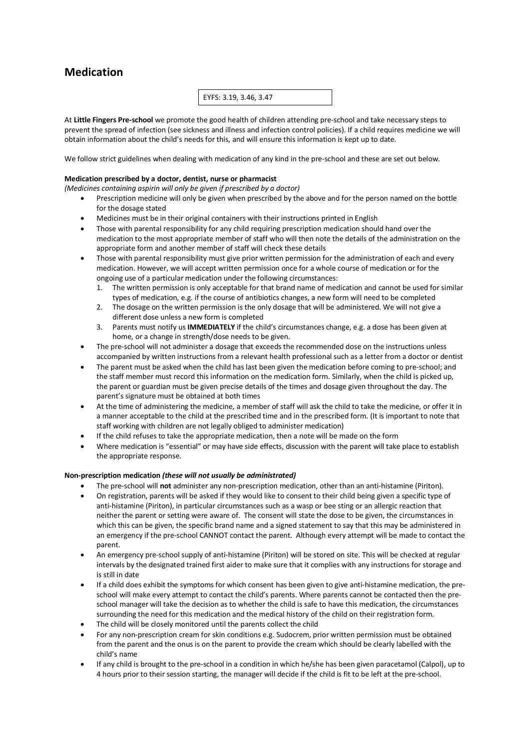# Medication

EYFS: 3.19, 3.46, 3.47

At **Little Fingers Pre-school** we promote the good health of children attending pre-school and take necessary steps to prevent the spread of infection (see sickness and illness and infection control policies). If a child requires medicine we will obtain information about the child's needs for this, and will ensure this information is kept up to date.

We follow strict guidelines when dealing with medication of any kind in the pre-school and these are set out below.

**Medication prescribed by a doctor, dentist, nurse or pharmacist**
*(Medicines containing aspirin will only be given if prescribed by a doctor)*

- Prescription medicine will only be given when prescribed by the above and for the person named on the bottle for the dosage stated
- Medicines must be in their original containers with their instructions printed in English
- Those with parental responsibility for any child requiring prescription medication should hand over the medication to the most appropriate member of staff who will then note the details of the administration on the appropriate form and another member of staff will check these details
- Those with parental responsibility must give prior written permission for the administration of each and every medication. However, we will accept written permission once for a whole course of medication or for the ongoing use of a particular medication under the following circumstances:
  1. The written permission is only acceptable for that brand name of medication and cannot be used for similar types of medication, e.g. if the course of antibiotics changes, a new form will need to be completed
  2. The dosage on the written permission is the only dosage that will be administered. We will not give a different dose unless a new form is completed
  3. Parents must notify us **IMMEDIATELY** if the child's circumstances change, e.g. a dose has been given at home, or a change in strength/dose needs to be given.
- The pre-school will not administer a dosage that exceeds the recommended dose on the instructions unless accompanied by written instructions from a relevant health professional such as a letter from a doctor or dentist
- The parent must be asked when the child has last been given the medication before coming to pre-school; and the staff member must record this information on the medication form. Similarly, when the child is picked up, the parent or guardian must be given precise details of the times and dosage given throughout the day. The parent's signature must be obtained at both times
- At the time of administering the medicine, a member of staff will ask the child to take the medicine, or offer it in a manner acceptable to the child at the prescribed time and in the prescribed form. (It is important to note that staff working with children are not legally obliged to administer medication)
- If the child refuses to take the appropriate medication, then a note will be made on the form
- Where medication is "essential" or may have side effects, discussion with the parent will take place to establish the appropriate response.

**Non-prescription medication *(these will not usually be administrated)***

- The pre-school will **not** administer any non-prescription medication, other than an anti-histamine (Piriton).
- On registration, parents will be asked if they would like to consent to their child being given a specific type of anti-histamine (Piriton), in particular circumstances such as a wasp or bee sting or an allergic reaction that neither the parent or setting were aware of. The consent will state the dose to be given, the circumstances in which this can be given, the specific brand name and a signed statement to say that this may be administered in an emergency if the pre-school CANNOT contact the parent. Although every attempt will be made to contact the parent.
- An emergency pre-school supply of anti-histamine (Piriton) will be stored on site. This will be checked at regular intervals by the designated trained first aider to make sure that it complies with any instructions for storage and is still in date
- If a child does exhibit the symptoms for which consent has been given to give anti-histamine medication, the pre-school will make every attempt to contact the child's parents. Where parents cannot be contacted then the pre-school manager will take the decision as to whether the child is safe to have this medication, the circumstances surrounding the need for this medication and the medical history of the child on their registration form.
- The child will be closely monitored until the parents collect the child
- For any non-prescription cream for skin conditions e.g. Sudocrem, prior written permission must be obtained from the parent and the onus is on the parent to provide the cream which should be clearly labelled with the child's name
- If any child is brought to the pre-school in a condition in which he/she has been given paracetamol (Calpol), up to 4 hours prior to their session starting, the manager will decide if the child is fit to be left at the pre-school.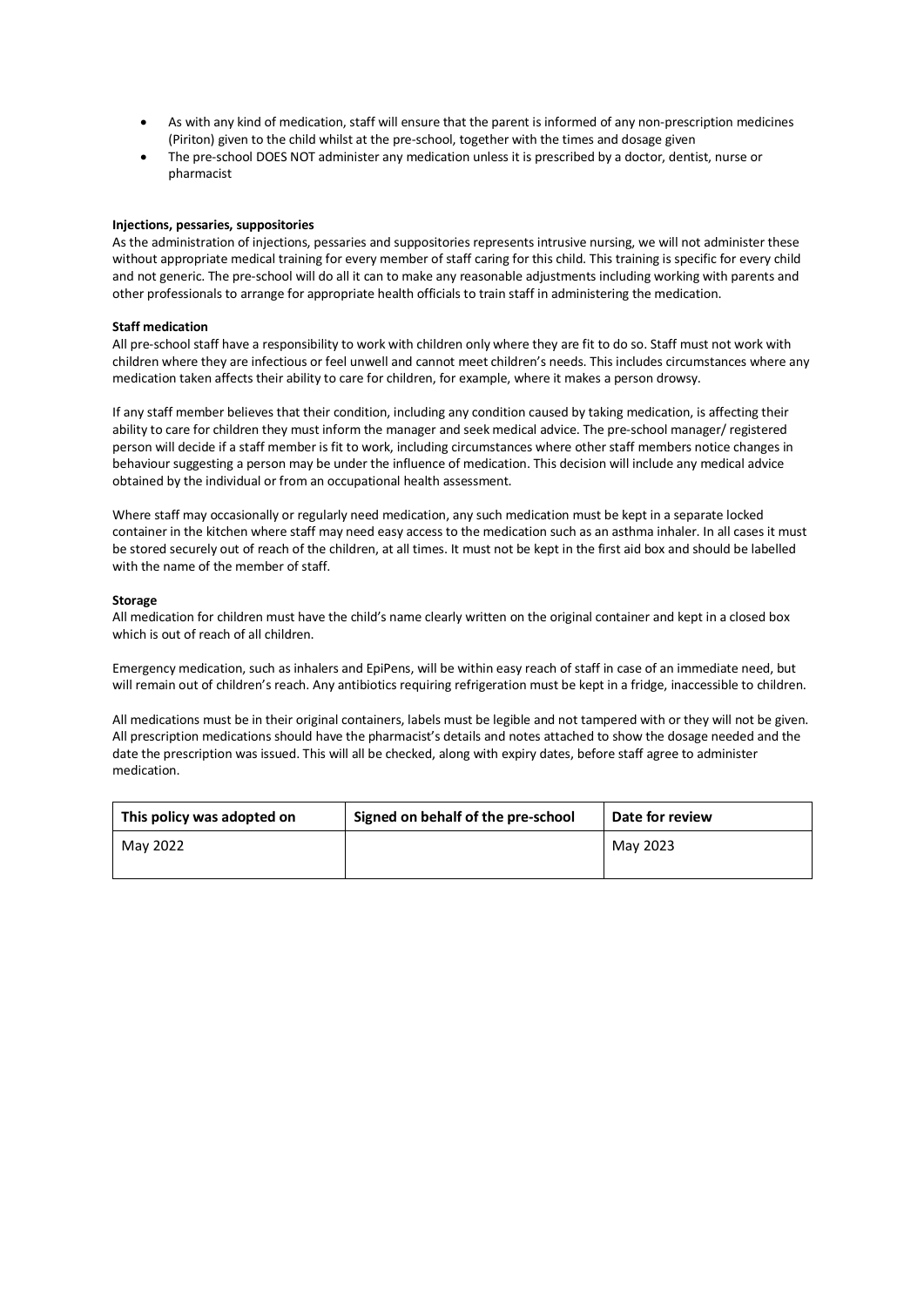- As with any kind of medication, staff will ensure that the parent is informed of any non-prescription medicines (Piriton) given to the child whilst at the pre-school, together with the times and dosage given
- The pre-school DOES NOT administer any medication unless it is prescribed by a doctor, dentist, nurse or pharmacist

**Injections, pessaries, suppositories**

As the administration of injections, pessaries and suppositories represents intrusive nursing, we will not administer these without appropriate medical training for every member of staff caring for this child. This training is specific for every child and not generic. The pre-school will do all it can to make any reasonable adjustments including working with parents and other professionals to arrange for appropriate health officials to train staff in administering the medication.

**Staff medication**

All pre-school staff have a responsibility to work with children only where they are fit to do so. Staff must not work with children where they are infectious or feel unwell and cannot meet children's needs. This includes circumstances where any medication taken affects their ability to care for children, for example, where it makes a person drowsy.

If any staff member believes that their condition, including any condition caused by taking medication, is affecting their ability to care for children they must inform the manager and seek medical advice. The pre-school manager/ registered person will decide if a staff member is fit to work, including circumstances where other staff members notice changes in behaviour suggesting a person may be under the influence of medication. This decision will include any medical advice obtained by the individual or from an occupational health assessment.

Where staff may occasionally or regularly need medication, any such medication must be kept in a separate locked container in the kitchen where staff may need easy access to the medication such as an asthma inhaler. In all cases it must be stored securely out of reach of the children, at all times. It must not be kept in the first aid box and should be labelled with the name of the member of staff.

**Storage**

All medication for children must have the child's name clearly written on the original container and kept in a closed box which is out of reach of all children.

Emergency medication, such as inhalers and EpiPens, will be within easy reach of staff in case of an immediate need, but will remain out of children's reach. Any antibiotics requiring refrigeration must be kept in a fridge, inaccessible to children.

All medications must be in their original containers, labels must be legible and not tampered with or they will not be given. All prescription medications should have the pharmacist's details and notes attached to show the dosage needed and the date the prescription was issued. This will all be checked, along with expiry dates, before staff agree to administer medication.

| This policy was adopted on | Signed on behalf of the pre-school | Date for review |
|---|---|---|
| May 2022 | | May 2023 |